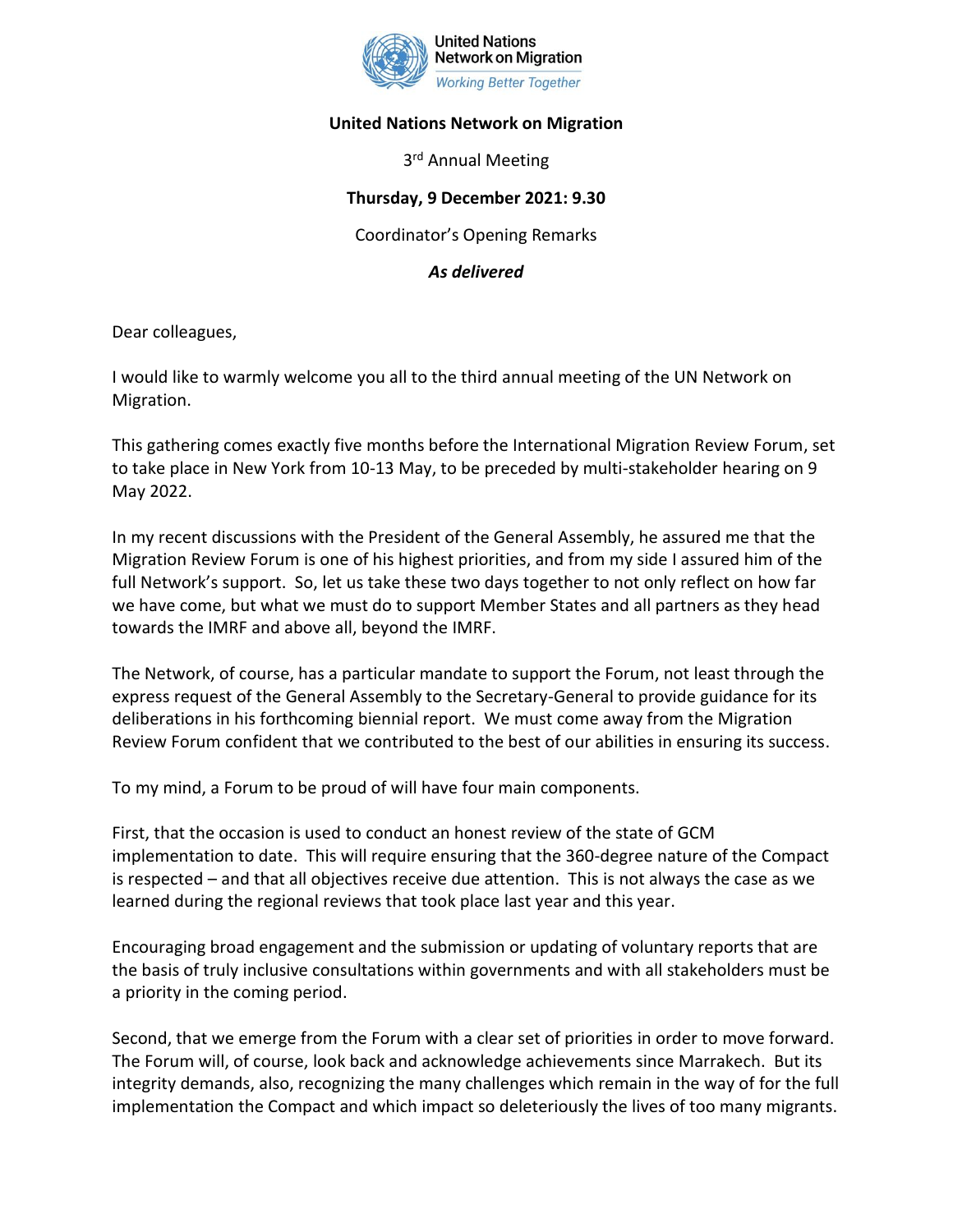United Nations Network on Migration
*Working Better Together*

**United Nations Network on Migration**

3rd Annual Meeting

**Thursday, 9 December 2021: 9.30**

Coordinator's Opening Remarks

***As delivered***

Dear colleagues,

I would like to warmly welcome you all to the third annual meeting of the UN Network on Migration.

This gathering comes exactly five months before the International Migration Review Forum, set to take place in New York from 10-13 May, to be preceded by multi-stakeholder hearing on 9 May 2022.

In my recent discussions with the President of the General Assembly, he assured me that the Migration Review Forum is one of his highest priorities, and from my side I assured him of the full Network's support. So, let us take these two days together to not only reflect on how far we have come, but what we must do to support Member States and all partners as they head towards the IMRF and above all, beyond the IMRF.

The Network, of course, has a particular mandate to support the Forum, not least through the express request of the General Assembly to the Secretary-General to provide guidance for its deliberations in his forthcoming biennial report. We must come away from the Migration Review Forum confident that we contributed to the best of our abilities in ensuring its success.

To my mind, a Forum to be proud of will have four main components.

First, that the occasion is used to conduct an honest review of the state of GCM implementation to date. This will require ensuring that the 360-degree nature of the Compact is respected – and that all objectives receive due attention. This is not always the case as we learned during the regional reviews that took place last year and this year.

Encouraging broad engagement and the submission or updating of voluntary reports that are the basis of truly inclusive consultations within governments and with all stakeholders must be a priority in the coming period.

Second, that we emerge from the Forum with a clear set of priorities in order to move forward. The Forum will, of course, look back and acknowledge achievements since Marrakech. But its integrity demands, also, recognizing the many challenges which remain in the way of for the full implementation the Compact and which impact so deleteriously the lives of too many migrants.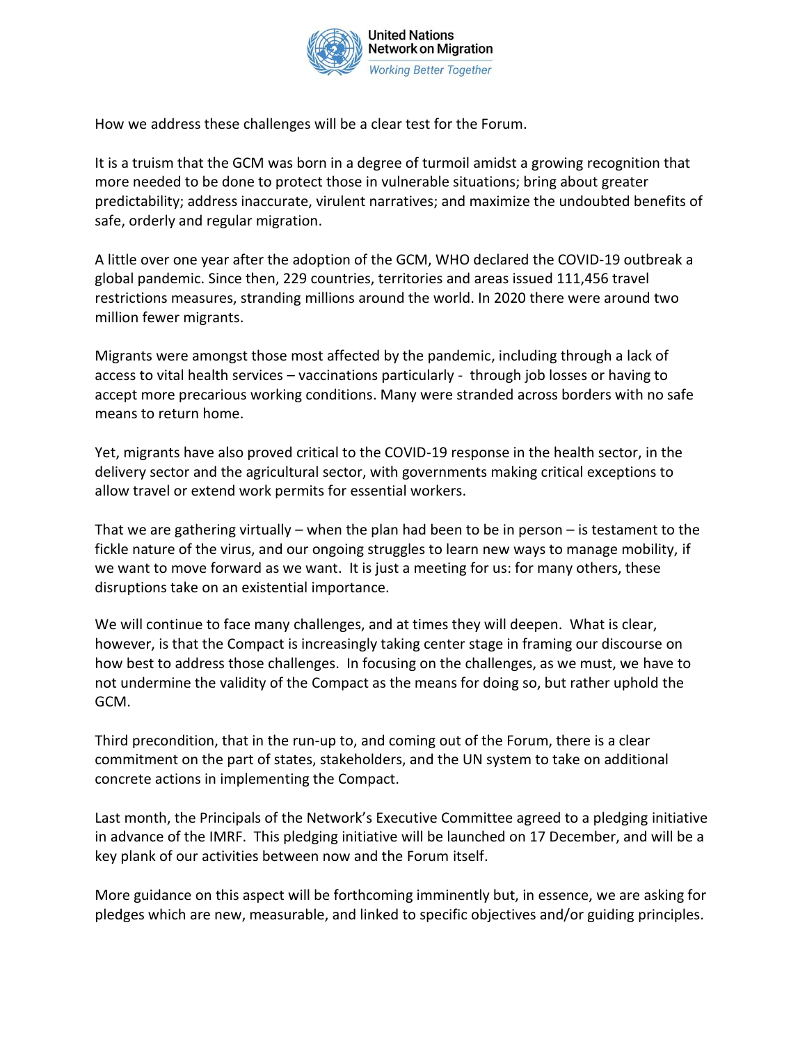How we address these challenges will be a clear test for the Forum.

It is a truism that the GCM was born in a degree of turmoil amidst a growing recognition that more needed to be done to protect those in vulnerable situations; bring about greater predictability; address inaccurate, virulent narratives; and maximize the undoubted benefits of safe, orderly and regular migration.

A little over one year after the adoption of the GCM, WHO declared the COVID-19 outbreak a global pandemic. Since then, 229 countries, territories and areas issued 111,456 travel restrictions measures, stranding millions around the world. In 2020 there were around two million fewer migrants.

Migrants were amongst those most affected by the pandemic, including through a lack of access to vital health services – vaccinations particularly - through job losses or having to accept more precarious working conditions. Many were stranded across borders with no safe means to return home.

Yet, migrants have also proved critical to the COVID-19 response in the health sector, in the delivery sector and the agricultural sector, with governments making critical exceptions to allow travel or extend work permits for essential workers.

That we are gathering virtually – when the plan had been to be in person – is testament to the fickle nature of the virus, and our ongoing struggles to learn new ways to manage mobility, if we want to move forward as we want. It is just a meeting for us: for many others, these disruptions take on an existential importance.

We will continue to face many challenges, and at times they will deepen. What is clear, however, is that the Compact is increasingly taking center stage in framing our discourse on how best to address those challenges. In focusing on the challenges, as we must, we have to not undermine the validity of the Compact as the means for doing so, but rather uphold the GCM.

Third precondition, that in the run-up to, and coming out of the Forum, there is a clear commitment on the part of states, stakeholders, and the UN system to take on additional concrete actions in implementing the Compact.

Last month, the Principals of the Network's Executive Committee agreed to a pledging initiative in advance of the IMRF. This pledging initiative will be launched on 17 December, and will be a key plank of our activities between now and the Forum itself.

More guidance on this aspect will be forthcoming imminently but, in essence, we are asking for pledges which are new, measurable, and linked to specific objectives and/or guiding principles.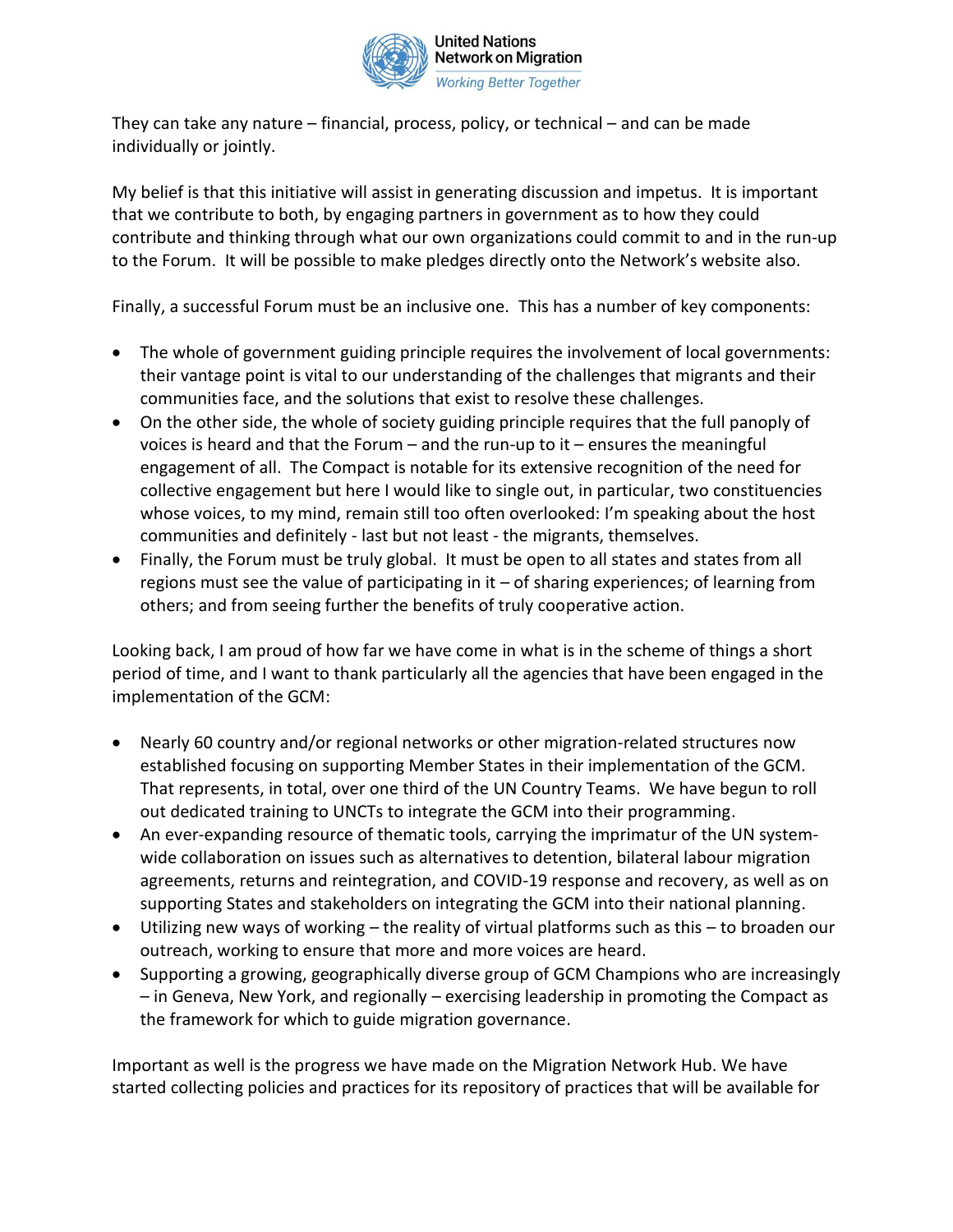They can take any nature – financial, process, policy, or technical – and can be made individually or jointly.

My belief is that this initiative will assist in generating discussion and impetus. It is important that we contribute to both, by engaging partners in government as to how they could contribute and thinking through what our own organizations could commit to and in the run-up to the Forum. It will be possible to make pledges directly onto the Network's website also.

Finally, a successful Forum must be an inclusive one. This has a number of key components:

- The whole of government guiding principle requires the involvement of local governments: their vantage point is vital to our understanding of the challenges that migrants and their communities face, and the solutions that exist to resolve these challenges.
- On the other side, the whole of society guiding principle requires that the full panoply of voices is heard and that the Forum – and the run-up to it – ensures the meaningful engagement of all. The Compact is notable for its extensive recognition of the need for collective engagement but here I would like to single out, in particular, two constituencies whose voices, to my mind, remain still too often overlooked: I'm speaking about the host communities and definitely - last but not least - the migrants, themselves.
- Finally, the Forum must be truly global. It must be open to all states and states from all regions must see the value of participating in it – of sharing experiences; of learning from others; and from seeing further the benefits of truly cooperative action.

Looking back, I am proud of how far we have come in what is in the scheme of things a short period of time, and I want to thank particularly all the agencies that have been engaged in the implementation of the GCM:

- Nearly 60 country and/or regional networks or other migration-related structures now established focusing on supporting Member States in their implementation of the GCM. That represents, in total, over one third of the UN Country Teams. We have begun to roll out dedicated training to UNCTs to integrate the GCM into their programming.
- An ever-expanding resource of thematic tools, carrying the imprimatur of the UN system-wide collaboration on issues such as alternatives to detention, bilateral labour migration agreements, returns and reintegration, and COVID-19 response and recovery, as well as on supporting States and stakeholders on integrating the GCM into their national planning.
- Utilizing new ways of working – the reality of virtual platforms such as this – to broaden our outreach, working to ensure that more and more voices are heard.
- Supporting a growing, geographically diverse group of GCM Champions who are increasingly – in Geneva, New York, and regionally – exercising leadership in promoting the Compact as the framework for which to guide migration governance.

Important as well is the progress we have made on the Migration Network Hub. We have started collecting policies and practices for its repository of practices that will be available for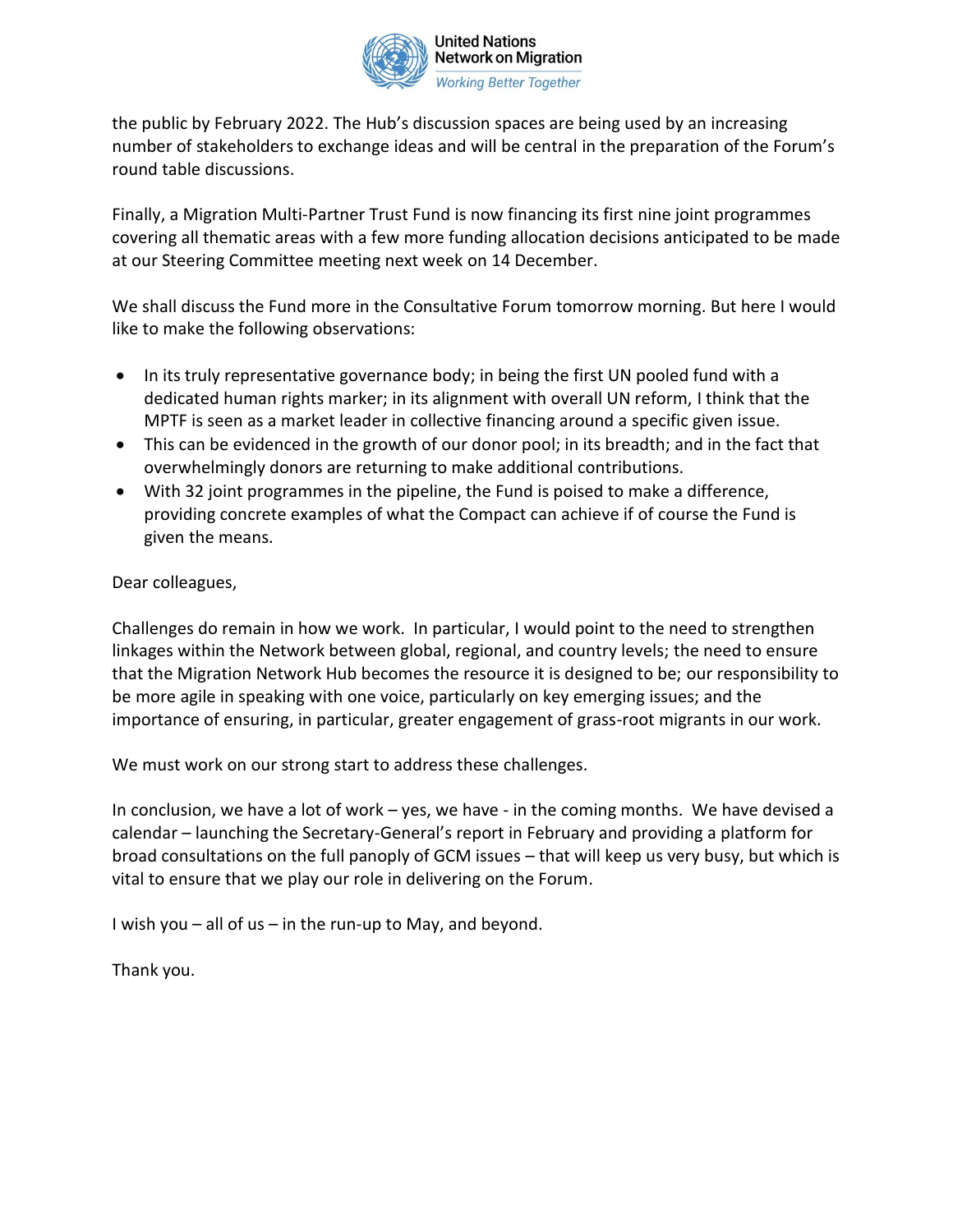the public by February 2022. The Hub's discussion spaces are being used by an increasing number of stakeholders to exchange ideas and will be central in the preparation of the Forum's round table discussions.

Finally, a Migration Multi-Partner Trust Fund is now financing its first nine joint programmes covering all thematic areas with a few more funding allocation decisions anticipated to be made at our Steering Committee meeting next week on 14 December.

We shall discuss the Fund more in the Consultative Forum tomorrow morning. But here I would like to make the following observations:

- In its truly representative governance body; in being the first UN pooled fund with a dedicated human rights marker; in its alignment with overall UN reform, I think that the MPTF is seen as a market leader in collective financing around a specific given issue.
- This can be evidenced in the growth of our donor pool; in its breadth; and in the fact that overwhelmingly donors are returning to make additional contributions.
- With 32 joint programmes in the pipeline, the Fund is poised to make a difference, providing concrete examples of what the Compact can achieve if of course the Fund is given the means.

Dear colleagues,

Challenges do remain in how we work. In particular, I would point to the need to strengthen linkages within the Network between global, regional, and country levels; the need to ensure that the Migration Network Hub becomes the resource it is designed to be; our responsibility to be more agile in speaking with one voice, particularly on key emerging issues; and the importance of ensuring, in particular, greater engagement of grass-root migrants in our work.

We must work on our strong start to address these challenges.

In conclusion, we have a lot of work – yes, we have - in the coming months. We have devised a calendar – launching the Secretary-General's report in February and providing a platform for broad consultations on the full panoply of GCM issues – that will keep us very busy, but which is vital to ensure that we play our role in delivering on the Forum.

I wish you – all of us – in the run-up to May, and beyond.

Thank you.